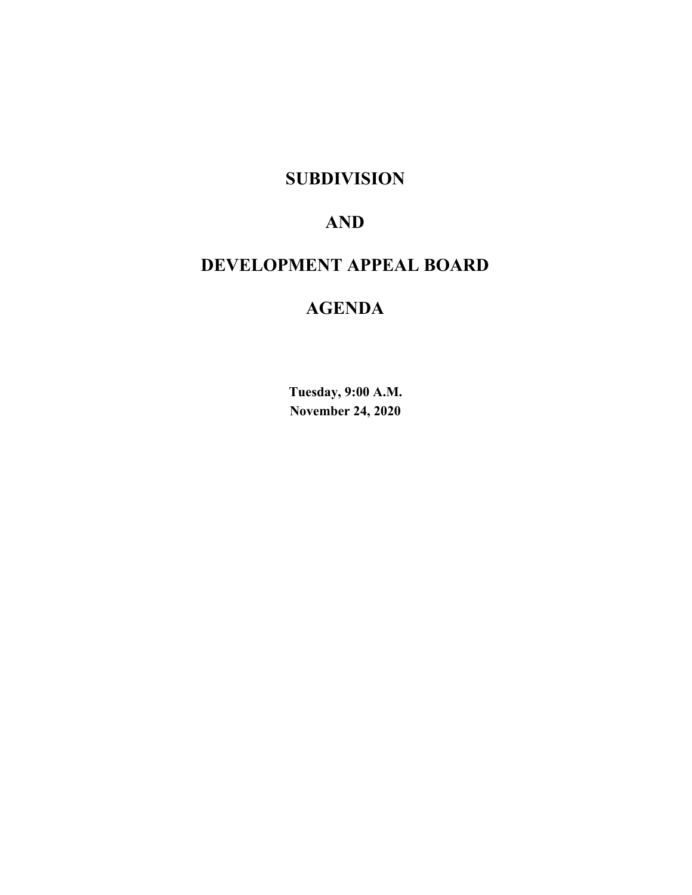# SUBDIVISION

# AND

# DEVELOPMENT APPEAL BOARD

# AGENDA

**Tuesday, 9:00 A.M.**
**November 24, 2020**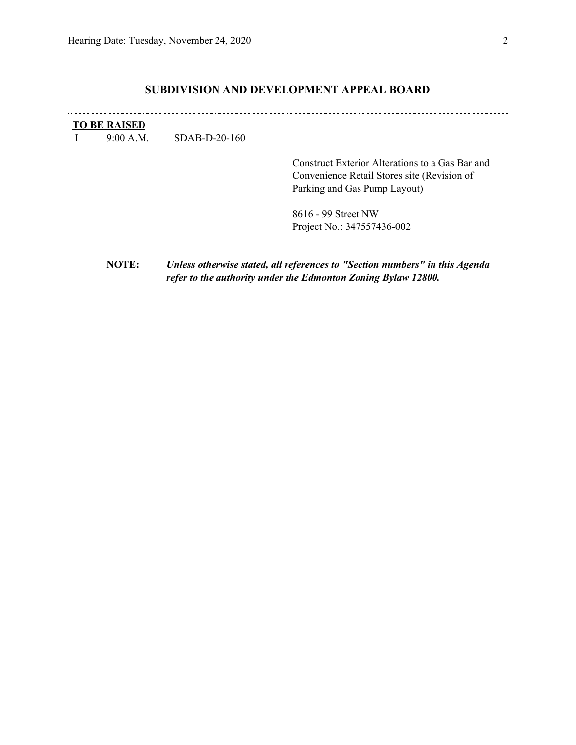## SUBDIVISION AND DEVELOPMENT APPEAL BOARD

**TO BE RAISED**

| | | | |
|---|---|---|---|
| I | 9:00 A.M. | SDAB-D-20-160 | |
| | | | Construct Exterior Alterations to a Gas Bar and Convenience Retail Stores site (Revision of Parking and Gas Pump Layout) |
| | | | 8616 - 99 Street NW<br>Project No.: 347557436-002 |

**NOTE:** ***Unless otherwise stated, all references to "Section numbers" in this Agenda refer to the authority under the Edmonton Zoning Bylaw 12800.***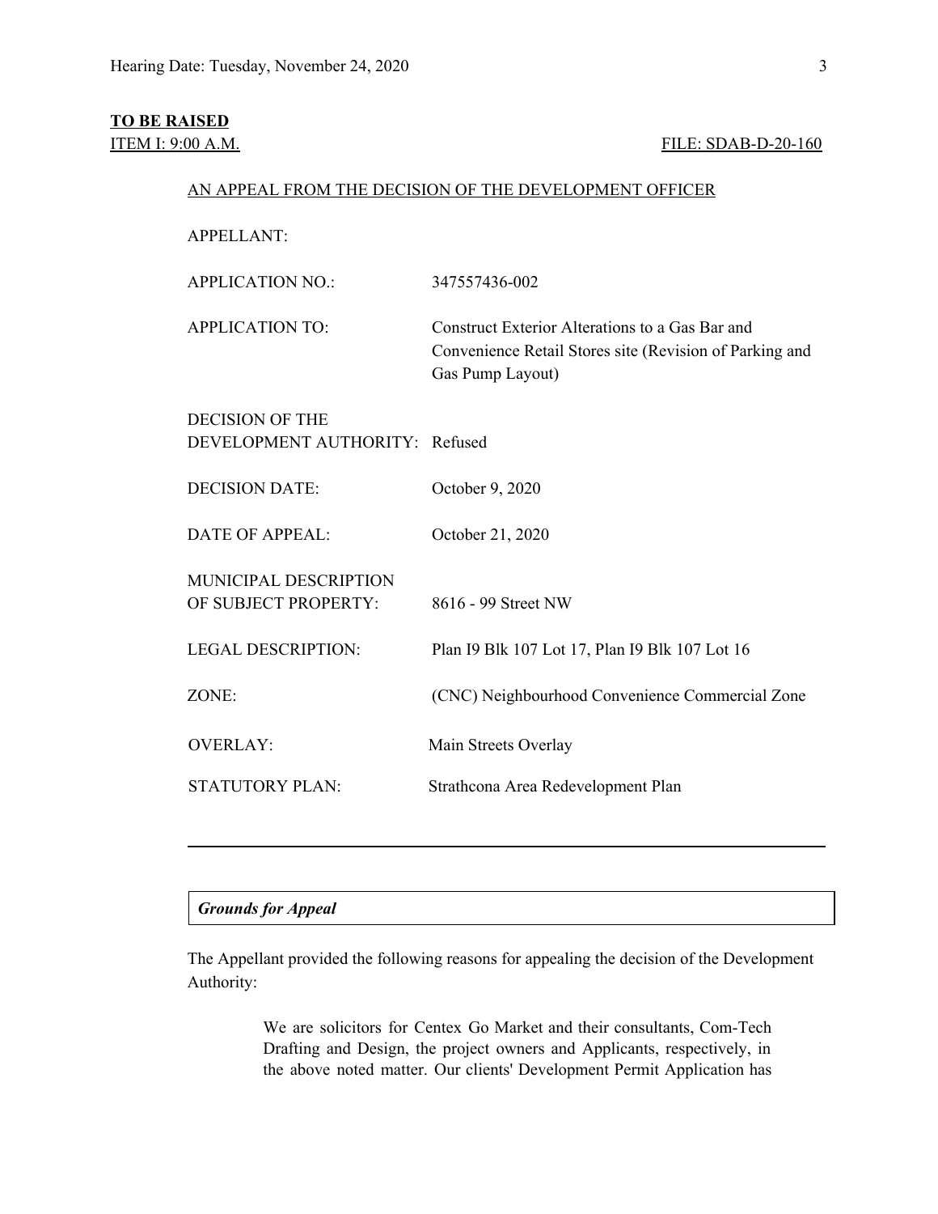**TO BE RAISED**

ITEM I: 9:00 A.M. FILE: SDAB-D-20-160

AN APPEAL FROM THE DECISION OF THE DEVELOPMENT OFFICER

| | |
|---|---|
| APPELLANT: | |
| APPLICATION NO.: | 347557436-002 |
| APPLICATION TO: | Construct Exterior Alterations to a Gas Bar and Convenience Retail Stores site (Revision of Parking and Gas Pump Layout) |
| DECISION OF THE DEVELOPMENT AUTHORITY: | Refused |
| DECISION DATE: | October 9, 2020 |
| DATE OF APPEAL: | October 21, 2020 |
| MUNICIPAL DESCRIPTION OF SUBJECT PROPERTY: | 8616 - 99 Street NW |
| LEGAL DESCRIPTION: | Plan I9 Blk 107 Lot 17, Plan I9 Blk 107 Lot 16 |
| ZONE: | (CNC) Neighbourhood Convenience Commercial Zone |
| OVERLAY: | Main Streets Overlay |
| STATUTORY PLAN: | Strathcona Area Redevelopment Plan |

---

***Grounds for Appeal***

The Appellant provided the following reasons for appealing the decision of the Development Authority:

> We are solicitors for Centex Go Market and their consultants, Com-Tech Drafting and Design, the project owners and Applicants, respectively, in the above noted matter. Our clients' Development Permit Application has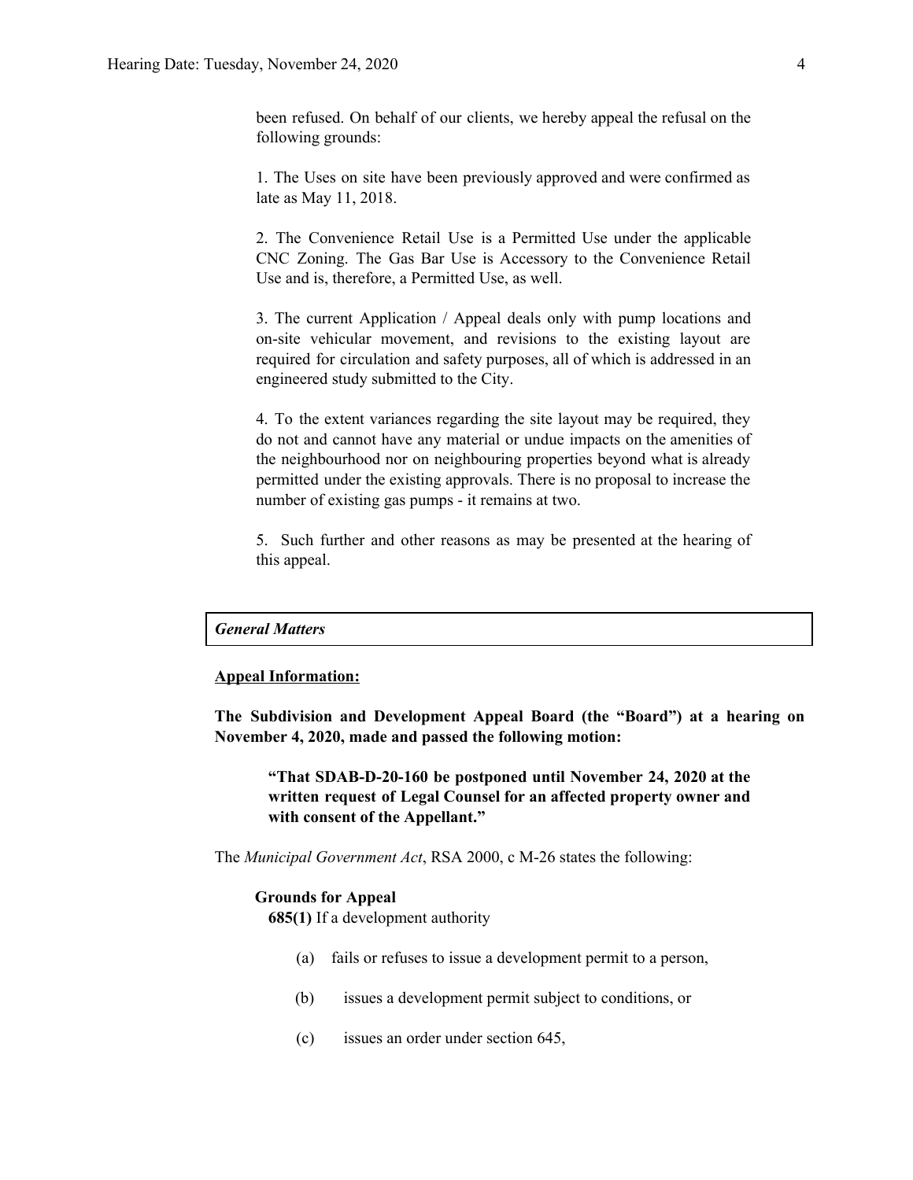been refused. On behalf of our clients, we hereby appeal the refusal on the following grounds:

1. The Uses on site have been previously approved and were confirmed as late as May 11, 2018.

2. The Convenience Retail Use is a Permitted Use under the applicable CNC Zoning. The Gas Bar Use is Accessory to the Convenience Retail Use and is, therefore, a Permitted Use, as well.

3. The current Application / Appeal deals only with pump locations and on-site vehicular movement, and revisions to the existing layout are required for circulation and safety purposes, all of which is addressed in an engineered study submitted to the City.

4. To the extent variances regarding the site layout may be required, they do not and cannot have any material or undue impacts on the amenities of the neighbourhood nor on neighbouring properties beyond what is already permitted under the existing approvals. There is no proposal to increase the number of existing gas pumps - it remains at two.

5. Such further and other reasons as may be presented at the hearing of this appeal.

***General Matters***

**Appeal Information:**

**The Subdivision and Development Appeal Board (the "Board") at a hearing on November 4, 2020, made and passed the following motion:**

> **"That SDAB-D-20-160 be postponed until November 24, 2020 at the written request of Legal Counsel for an affected property owner and with consent of the Appellant."**

The *Municipal Government Act*, RSA 2000, c M-26 states the following:

**Grounds for Appeal**

**685(1)** If a development authority

(a) fails or refuses to issue a development permit to a person,

(b) issues a development permit subject to conditions, or

(c) issues an order under section 645,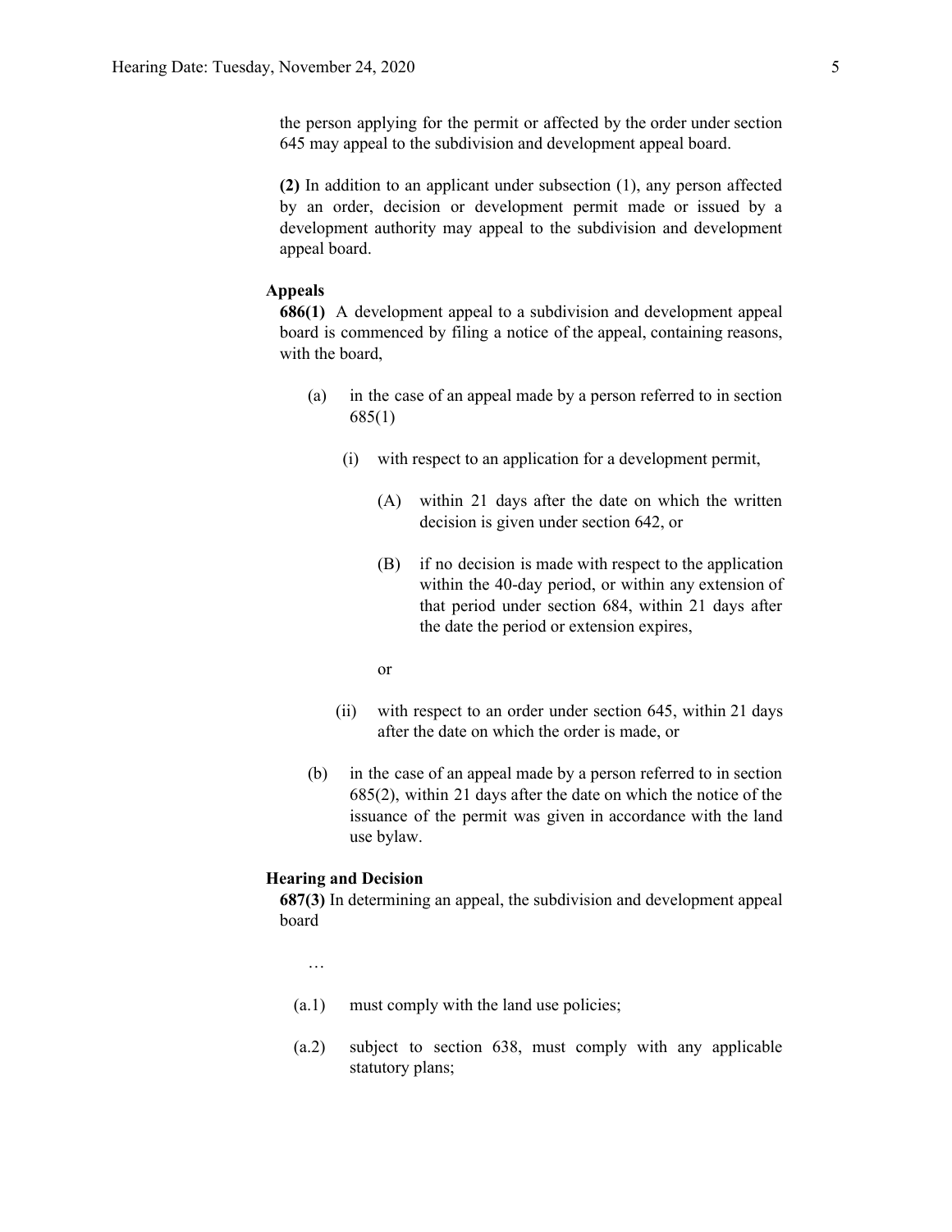the person applying for the permit or affected by the order under section 645 may appeal to the subdivision and development appeal board.

**(2)** In addition to an applicant under subsection (1), any person affected by an order, decision or development permit made or issued by a development authority may appeal to the subdivision and development appeal board.

**Appeals**

**686(1)** A development appeal to a subdivision and development appeal board is commenced by filing a notice of the appeal, containing reasons, with the board,

(a) in the case of an appeal made by a person referred to in section 685(1)

(i) with respect to an application for a development permit,

(A) within 21 days after the date on which the written decision is given under section 642, or

(B) if no decision is made with respect to the application within the 40-day period, or within any extension of that period under section 684, within 21 days after the date the period or extension expires,

or

(ii) with respect to an order under section 645, within 21 days after the date on which the order is made, or

(b) in the case of an appeal made by a person referred to in section 685(2), within 21 days after the date on which the notice of the issuance of the permit was given in accordance with the land use bylaw.

**Hearing and Decision**

**687(3)** In determining an appeal, the subdivision and development appeal board

…

(a.1) must comply with the land use policies;

(a.2) subject to section 638, must comply with any applicable statutory plans;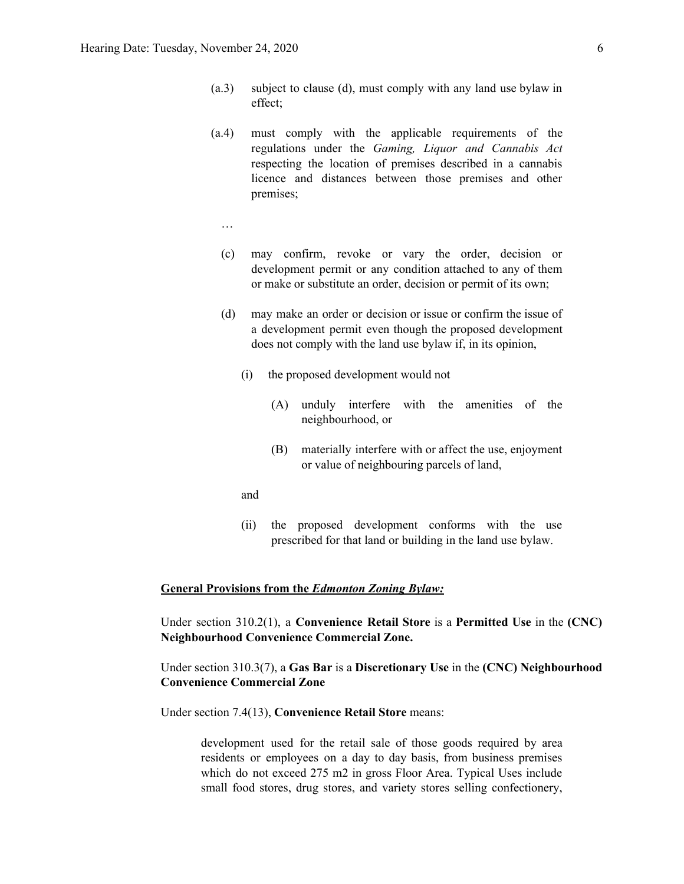(a.3) subject to clause (d), must comply with any land use bylaw in effect;

(a.4) must comply with the applicable requirements of the regulations under the *Gaming, Liquor and Cannabis Act* respecting the location of premises described in a cannabis licence and distances between those premises and other premises;

…

(c) may confirm, revoke or vary the order, decision or development permit or any condition attached to any of them or make or substitute an order, decision or permit of its own;

(d) may make an order or decision or issue or confirm the issue of a development permit even though the proposed development does not comply with the land use bylaw if, in its opinion,

(i) the proposed development would not

(A) unduly interfere with the amenities of the neighbourhood, or

(B) materially interfere with or affect the use, enjoyment or value of neighbouring parcels of land,

and

(ii) the proposed development conforms with the use prescribed for that land or building in the land use bylaw.

**General Provisions from the *Edmonton Zoning Bylaw:***

Under section 310.2(1), a **Convenience Retail Store** is a **Permitted Use** in the **(CNC) Neighbourhood Convenience Commercial Zone.**

Under section 310.3(7), a **Gas Bar** is a **Discretionary Use** in the **(CNC) Neighbourhood Convenience Commercial Zone**

Under section 7.4(13), **Convenience Retail Store** means:

> development used for the retail sale of those goods required by area residents or employees on a day to day basis, from business premises which do not exceed 275 m2 in gross Floor Area. Typical Uses include small food stores, drug stores, and variety stores selling confectionery,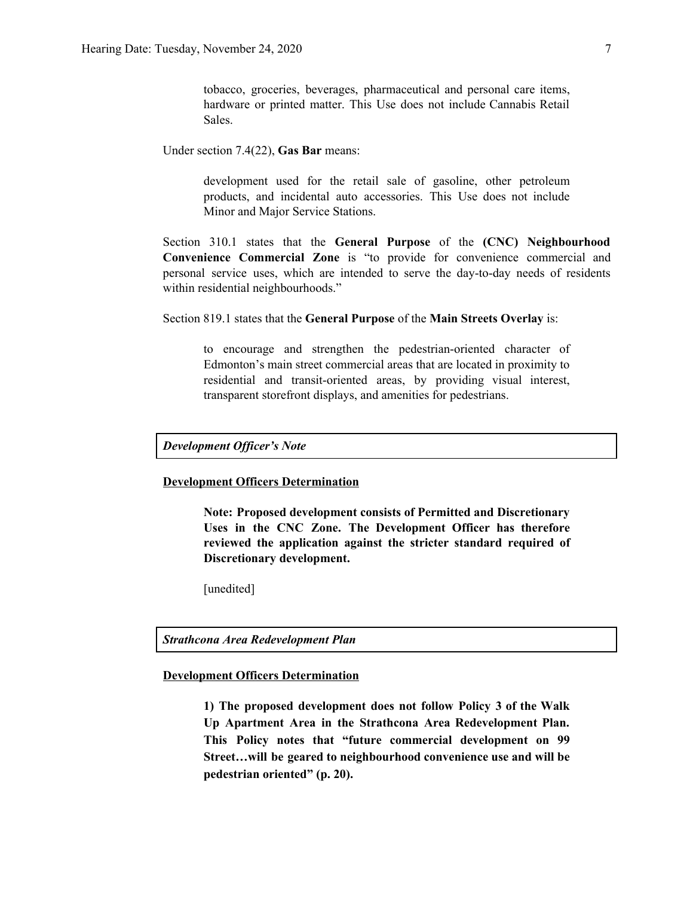tobacco, groceries, beverages, pharmaceutical and personal care items, hardware or printed matter. This Use does not include Cannabis Retail Sales.

Under section 7.4(22), **Gas Bar** means:

> development used for the retail sale of gasoline, other petroleum products, and incidental auto accessories. This Use does not include Minor and Major Service Stations.

Section 310.1 states that the **General Purpose** of the **(CNC) Neighbourhood Convenience Commercial Zone** is "to provide for convenience commercial and personal service uses, which are intended to serve the day-to-day needs of residents within residential neighbourhoods."

Section 819.1 states that the **General Purpose** of the **Main Streets Overlay** is:

> to encourage and strengthen the pedestrian-oriented character of Edmonton's main street commercial areas that are located in proximity to residential and transit-oriented areas, by providing visual interest, transparent storefront displays, and amenities for pedestrians.

***Development Officer's Note***

**Development Officers Determination**

> **Note: Proposed development consists of Permitted and Discretionary Uses in the CNC Zone. The Development Officer has therefore reviewed the application against the stricter standard required of Discretionary development.**
>
> [unedited]

***Strathcona Area Redevelopment Plan***

**Development Officers Determination**

> **1) The proposed development does not follow Policy 3 of the Walk Up Apartment Area in the Strathcona Area Redevelopment Plan. This Policy notes that "future commercial development on 99 Street…will be geared to neighbourhood convenience use and will be pedestrian oriented" (p. 20).**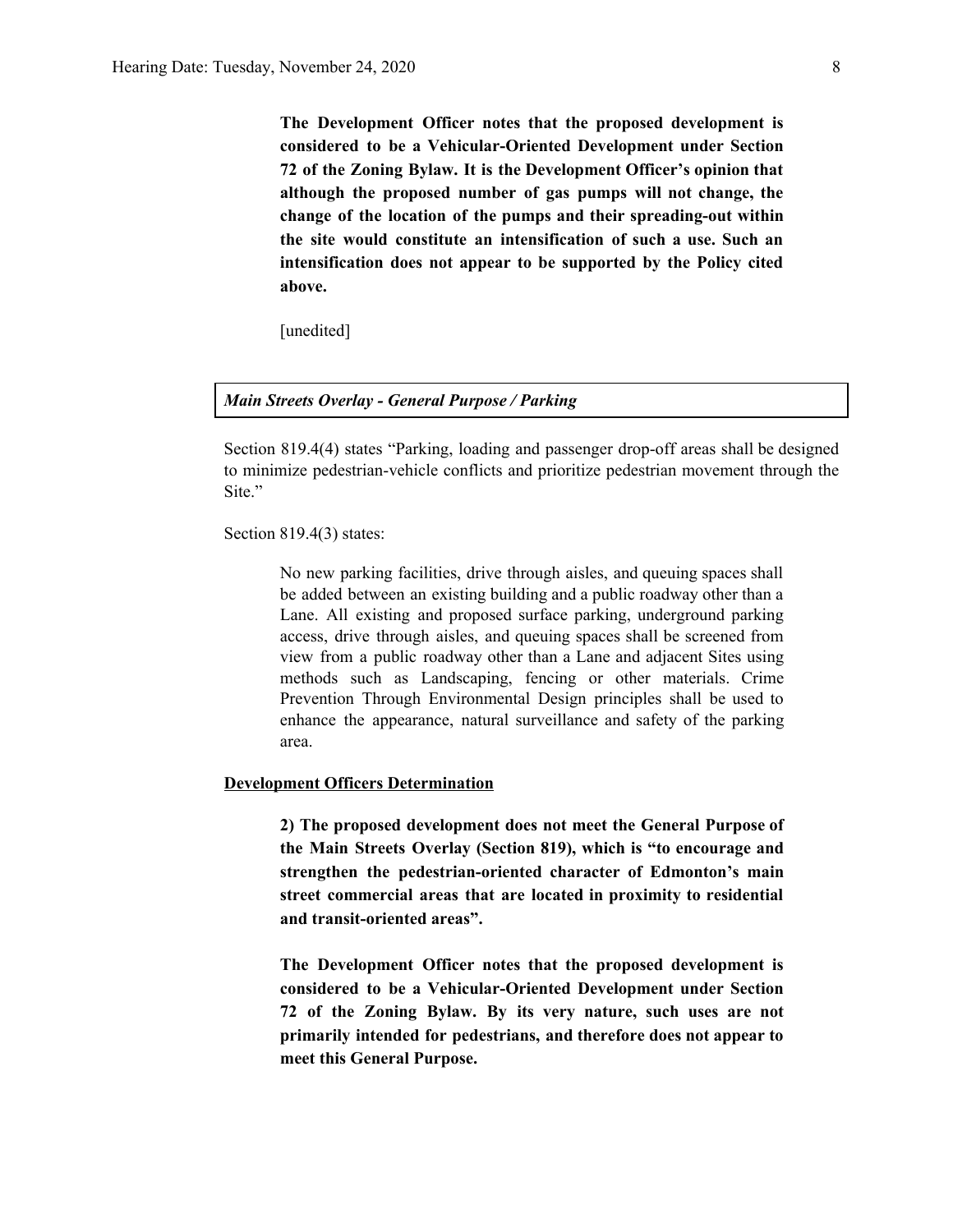**The Development Officer notes that the proposed development is considered to be a Vehicular-Oriented Development under Section 72 of the Zoning Bylaw. It is the Development Officer's opinion that although the proposed number of gas pumps will not change, the change of the location of the pumps and their spreading-out within the site would constitute an intensification of such a use. Such an intensification does not appear to be supported by the Policy cited above.**

[unedited]

***Main Streets Overlay - General Purpose / Parking***

Section 819.4(4) states "Parking, loading and passenger drop-off areas shall be designed to minimize pedestrian-vehicle conflicts and prioritize pedestrian movement through the Site."

Section 819.4(3) states:

> No new parking facilities, drive through aisles, and queuing spaces shall be added between an existing building and a public roadway other than a Lane. All existing and proposed surface parking, underground parking access, drive through aisles, and queuing spaces shall be screened from view from a public roadway other than a Lane and adjacent Sites using methods such as Landscaping, fencing or other materials. Crime Prevention Through Environmental Design principles shall be used to enhance the appearance, natural surveillance and safety of the parking area.

**Development Officers Determination**

**2) The proposed development does not meet the General Purpose of the Main Streets Overlay (Section 819), which is "to encourage and strengthen the pedestrian-oriented character of Edmonton's main street commercial areas that are located in proximity to residential and transit-oriented areas".**

**The Development Officer notes that the proposed development is considered to be a Vehicular-Oriented Development under Section 72 of the Zoning Bylaw. By its very nature, such uses are not primarily intended for pedestrians, and therefore does not appear to meet this General Purpose.**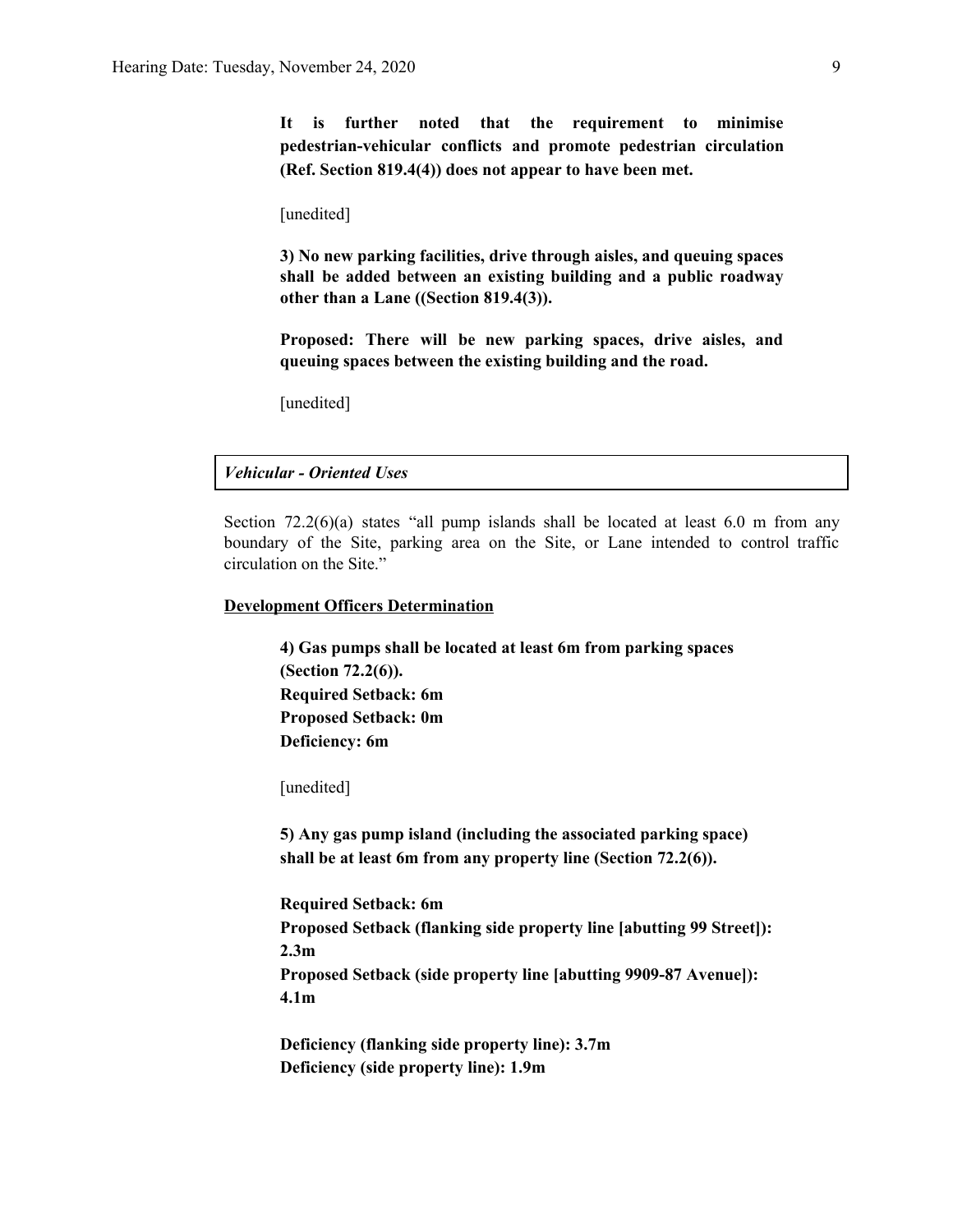**It is further noted that the requirement to minimise pedestrian-vehicular conflicts and promote pedestrian circulation (Ref. Section 819.4(4)) does not appear to have been met.**

[unedited]

**3) No new parking facilities, drive through aisles, and queuing spaces shall be added between an existing building and a public roadway other than a Lane ((Section 819.4(3)).**

**Proposed: There will be new parking spaces, drive aisles, and queuing spaces between the existing building and the road.**

[unedited]

***Vehicular - Oriented Uses***

Section 72.2(6)(a) states "all pump islands shall be located at least 6.0 m from any boundary of the Site, parking area on the Site, or Lane intended to control traffic circulation on the Site."

**Development Officers Determination**

**4) Gas pumps shall be located at least 6m from parking spaces (Section 72.2(6)).**
**Required Setback: 6m**
**Proposed Setback: 0m**
**Deficiency: 6m**

[unedited]

**5) Any gas pump island (including the associated parking space) shall be at least 6m from any property line (Section 72.2(6)).**

**Required Setback: 6m**
**Proposed Setback (flanking side property line [abutting 99 Street]): 2.3m**
**Proposed Setback (side property line [abutting 9909-87 Avenue]): 4.1m**

**Deficiency (flanking side property line): 3.7m**
**Deficiency (side property line): 1.9m**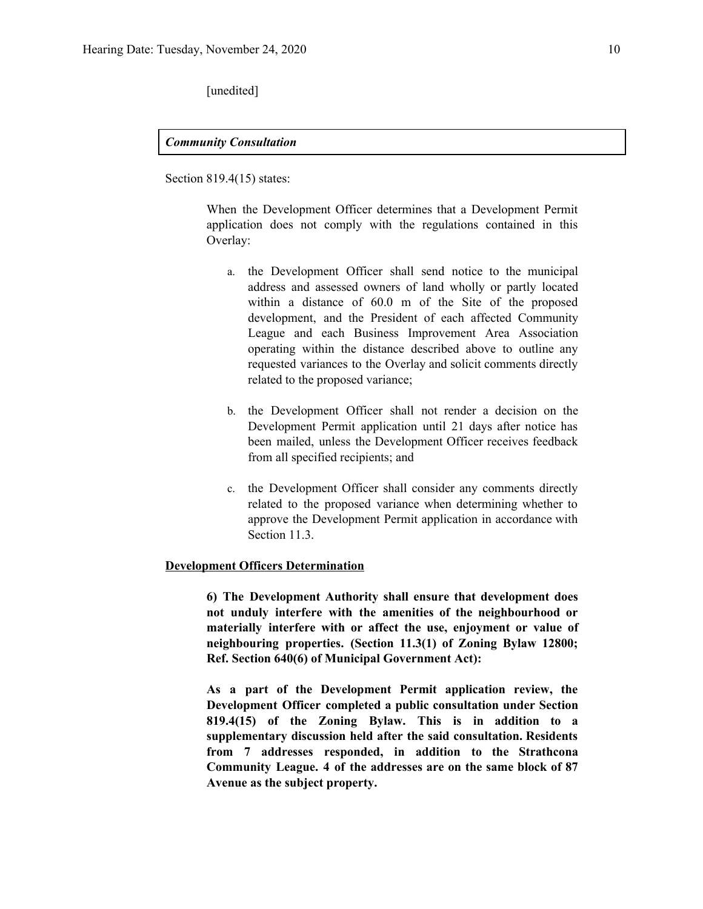[unedited]

***Community Consultation***

Section 819.4(15) states:

> When the Development Officer determines that a Development Permit application does not comply with the regulations contained in this Overlay:
>
> a. the Development Officer shall send notice to the municipal address and assessed owners of land wholly or partly located within a distance of 60.0 m of the Site of the proposed development, and the President of each affected Community League and each Business Improvement Area Association operating within the distance described above to outline any requested variances to the Overlay and solicit comments directly related to the proposed variance;
>
> b. the Development Officer shall not render a decision on the Development Permit application until 21 days after notice has been mailed, unless the Development Officer receives feedback from all specified recipients; and
>
> c. the Development Officer shall consider any comments directly related to the proposed variance when determining whether to approve the Development Permit application in accordance with Section 11.3.

**Development Officers Determination**

> **6) The Development Authority shall ensure that development does not unduly interfere with the amenities of the neighbourhood or materially interfere with or affect the use, enjoyment or value of neighbouring properties. (Section 11.3(1) of Zoning Bylaw 12800; Ref. Section 640(6) of Municipal Government Act):**
>
> **As a part of the Development Permit application review, the Development Officer completed a public consultation under Section 819.4(15) of the Zoning Bylaw. This is in addition to a supplementary discussion held after the said consultation. Residents from 7 addresses responded, in addition to the Strathcona Community League. 4 of the addresses are on the same block of 87 Avenue as the subject property.**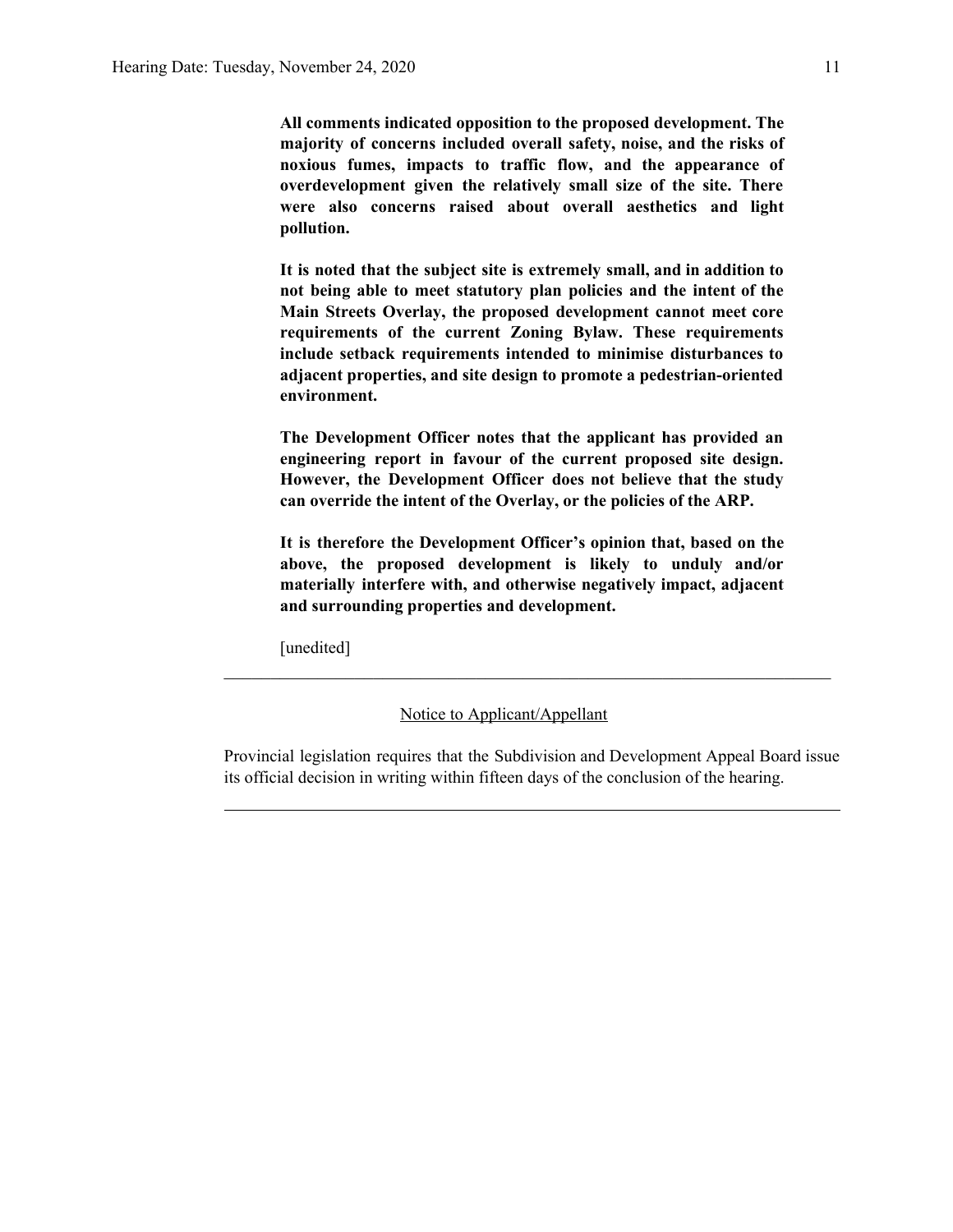**All comments indicated opposition to the proposed development. The majority of concerns included overall safety, noise, and the risks of noxious fumes, impacts to traffic flow, and the appearance of overdevelopment given the relatively small size of the site. There were also concerns raised about overall aesthetics and light pollution.**

**It is noted that the subject site is extremely small, and in addition to not being able to meet statutory plan policies and the intent of the Main Streets Overlay, the proposed development cannot meet core requirements of the current Zoning Bylaw. These requirements include setback requirements intended to minimise disturbances to adjacent properties, and site design to promote a pedestrian-oriented environment.**

**The Development Officer notes that the applicant has provided an engineering report in favour of the current proposed site design. However, the Development Officer does not believe that the study can override the intent of the Overlay, or the policies of the ARP.**

**It is therefore the Development Officer's opinion that, based on the above, the proposed development is likely to unduly and/or materially interfere with, and otherwise negatively impact, adjacent and surrounding properties and development.**

[unedited]

---

Notice to Applicant/Appellant

Provincial legislation requires that the Subdivision and Development Appeal Board issue its official decision in writing within fifteen days of the conclusion of the hearing.

---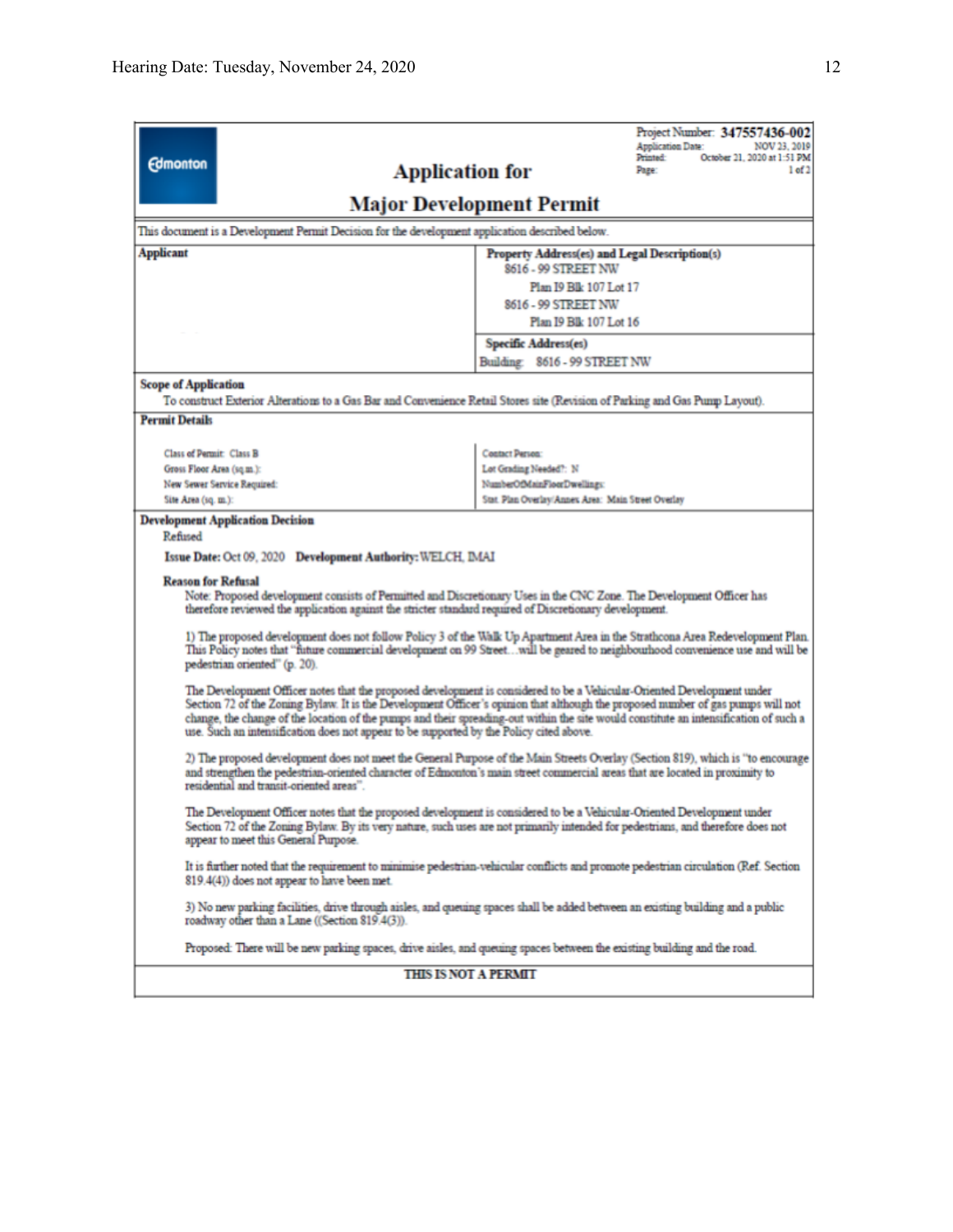| Edmonton | Application for Major Development Permit | Project Number: **347557436-002** Application Date: NOV 23, 2019 Printed: October 21, 2020 at 1:51 PM Page: 1 of 2 |
|---|---|---|

This document is a Development Permit Decision for the development application described below.

| **Applicant** | **Property Address(es) and Legal Description(s)** |
|---|---|
| | 8616 - 99 STREET NW<br>Plan I9 Blk 107 Lot 17<br>8616 - 99 STREET NW<br>Plan I9 Blk 107 Lot 16 |
| | **Specific Address(es)**<br>Building: 8616 - 99 STREET NW |

**Scope of Application**

To construct Exterior Alterations to a Gas Bar and Convenience Retail Stores site (Revision of Parking and Gas Pump Layout).

**Permit Details**

| | |
|---|---|
| Class of Permit: Class B | Contact Person: |
| Gross Floor Area (sq.m.): | Lot Grading Needed?: N |
| New Sewer Service Required: | NumberOfMainFloorDwellings: |
| Site Area (sq. m.): | Stat. Plan Overlay/Annex Area: Main Street Overlay |

**Development Application Decision**

Refused

**Issue Date:** Oct 09, 2020 **Development Authority:** WELCH, IMAI

**Reason for Refusal**

Note: Proposed development consists of Permitted and Discretionary Uses in the CNC Zone. The Development Officer has therefore reviewed the application against the stricter standard required of Discretionary development.

1) The proposed development does not follow Policy 3 of the Walk Up Apartment Area in the Strathcona Area Redevelopment Plan. This Policy notes that "future commercial development on 99 Street…will be geared to neighbourhood convenience use and will be pedestrian oriented" (p. 20).

The Development Officer notes that the proposed development is considered to be a Vehicular-Oriented Development under Section 72 of the Zoning Bylaw. It is the Development Officer's opinion that although the proposed number of gas pumps will not change, the change of the location of the pumps and their spreading-out within the site would constitute an intensification of such a use. Such an intensification does not appear to be supported by the Policy cited above.

2) The proposed development does not meet the General Purpose of the Main Streets Overlay (Section 819), which is "to encourage and strengthen the pedestrian-oriented character of Edmonton's main street commercial areas that are located in proximity to residential and transit-oriented areas".

The Development Officer notes that the proposed development is considered to be a Vehicular-Oriented Development under Section 72 of the Zoning Bylaw. By its very nature, such uses are not primarily intended for pedestrians, and therefore does not appear to meet this General Purpose.

It is further noted that the requirement to minimise pedestrian-vehicular conflicts and promote pedestrian circulation (Ref. Section 819.4(4)) does not appear to have been met.

3) No new parking facilities, drive through aisles, and queuing spaces shall be added between an existing building and a public roadway other than a Lane ((Section 819.4(3)).

Proposed: There will be new parking spaces, drive aisles, and queuing spaces between the existing building and the road.

**THIS IS NOT A PERMIT**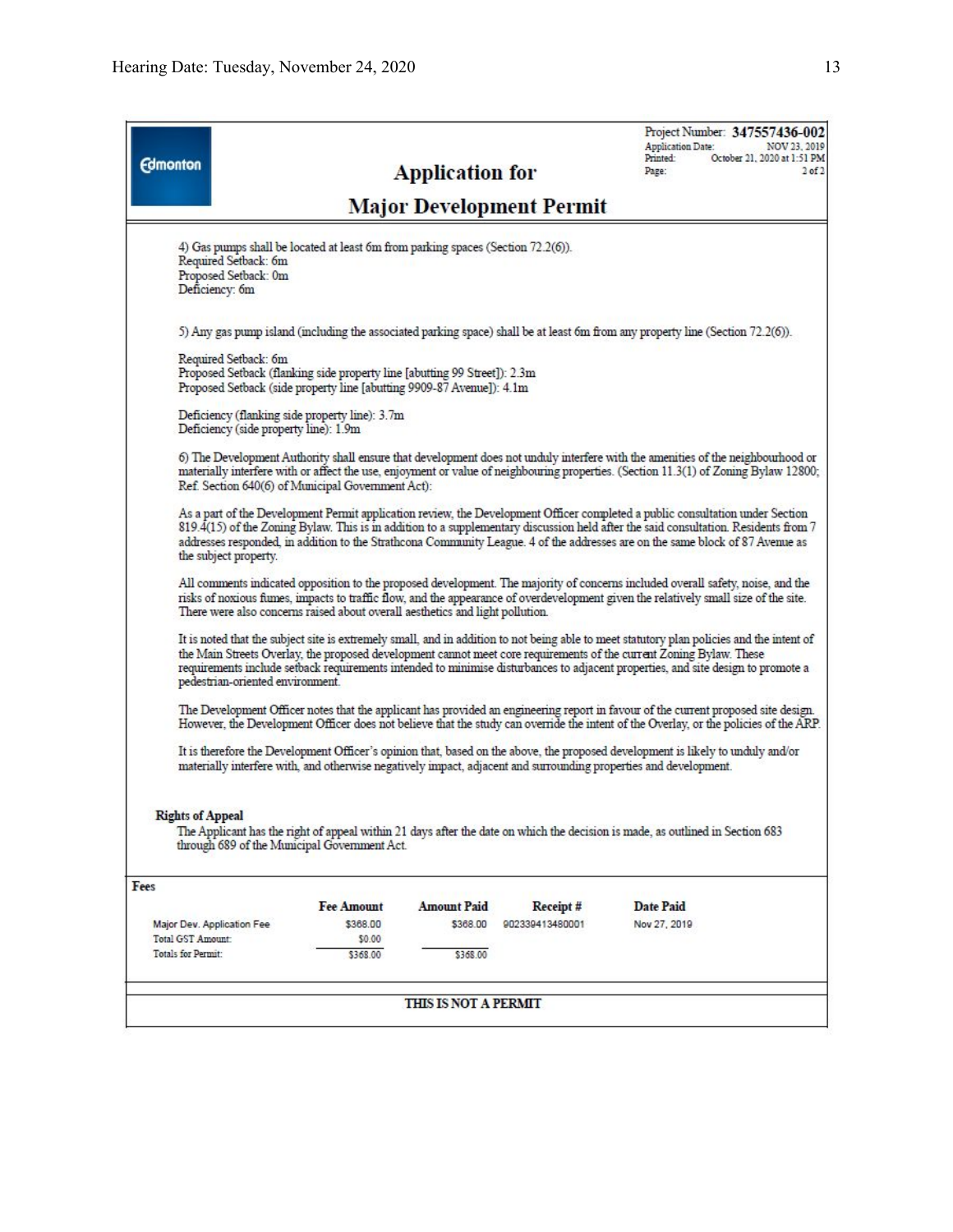| | | |
|---|---|---|
| Edmonton | **Application for** **Major Development Permit** | Project Number: **347557436-002** Application Date: NOV 23, 2019 Printed: October 21, 2020 at 1:51 PM Page: 2 of 2 |

4) Gas pumps shall be located at least 6m from parking spaces (Section 72.2(6)).
Required Setback: 6m
Proposed Setback: 0m
Deficiency: 6m

5) Any gas pump island (including the associated parking space) shall be at least 6m from any property line (Section 72.2(6)).

Required Setback: 6m
Proposed Setback (flanking side property line [abutting 99 Street]): 2.3m
Proposed Setback (side property line [abutting 9909-87 Avenue]): 4.1m

Deficiency (flanking side property line): 3.7m
Deficiency (side property line): 1.9m

6) The Development Authority shall ensure that development does not unduly interfere with the amenities of the neighbourhood or materially interfere with or affect the use, enjoyment or value of neighbouring properties. (Section 11.3(1) of Zoning Bylaw 12800; Ref. Section 640(6) of Municipal Government Act):

As a part of the Development Permit application review, the Development Officer completed a public consultation under Section 819.4(15) of the Zoning Bylaw. This is in addition to a supplementary discussion held after the said consultation. Residents from 7 addresses responded, in addition to the Strathcona Community League. 4 of the addresses are on the same block of 87 Avenue as the subject property.

All comments indicated opposition to the proposed development. The majority of concerns included overall safety, noise, and the risks of noxious fumes, impacts to traffic flow, and the appearance of overdevelopment given the relatively small size of the site. There were also concerns raised about overall aesthetics and light pollution.

It is noted that the subject site is extremely small, and in addition to not being able to meet statutory plan policies and the intent of the Main Streets Overlay, the proposed development cannot meet core requirements of the current Zoning Bylaw. These requirements include setback requirements intended to minimise disturbances to adjacent properties, and site design to promote a pedestrian-oriented environment.

The Development Officer notes that the applicant has provided an engineering report in favour of the current proposed site design. However, the Development Officer does not believe that the study can override the intent of the Overlay, or the policies of the ARP.

It is therefore the Development Officer's opinion that, based on the above, the proposed development is likely to unduly and/or materially interfere with, and otherwise negatively impact, adjacent and surrounding properties and development.

**Rights of Appeal**

The Applicant has the right of appeal within 21 days after the date on which the decision is made, as outlined in Section 683 through 689 of the Municipal Government Act.

**Fees**

| | Fee Amount | Amount Paid | Receipt # | Date Paid |
|---|---|---|---|---|
| Major Dev. Application Fee | $368.00 | $368.00 | 902339413480001 | Nov 27, 2019 |
| Total GST Amount: | $0.00 | | | |
| Totals for Permit: | $368.00 | $368.00 | | |

**THIS IS NOT A PERMIT**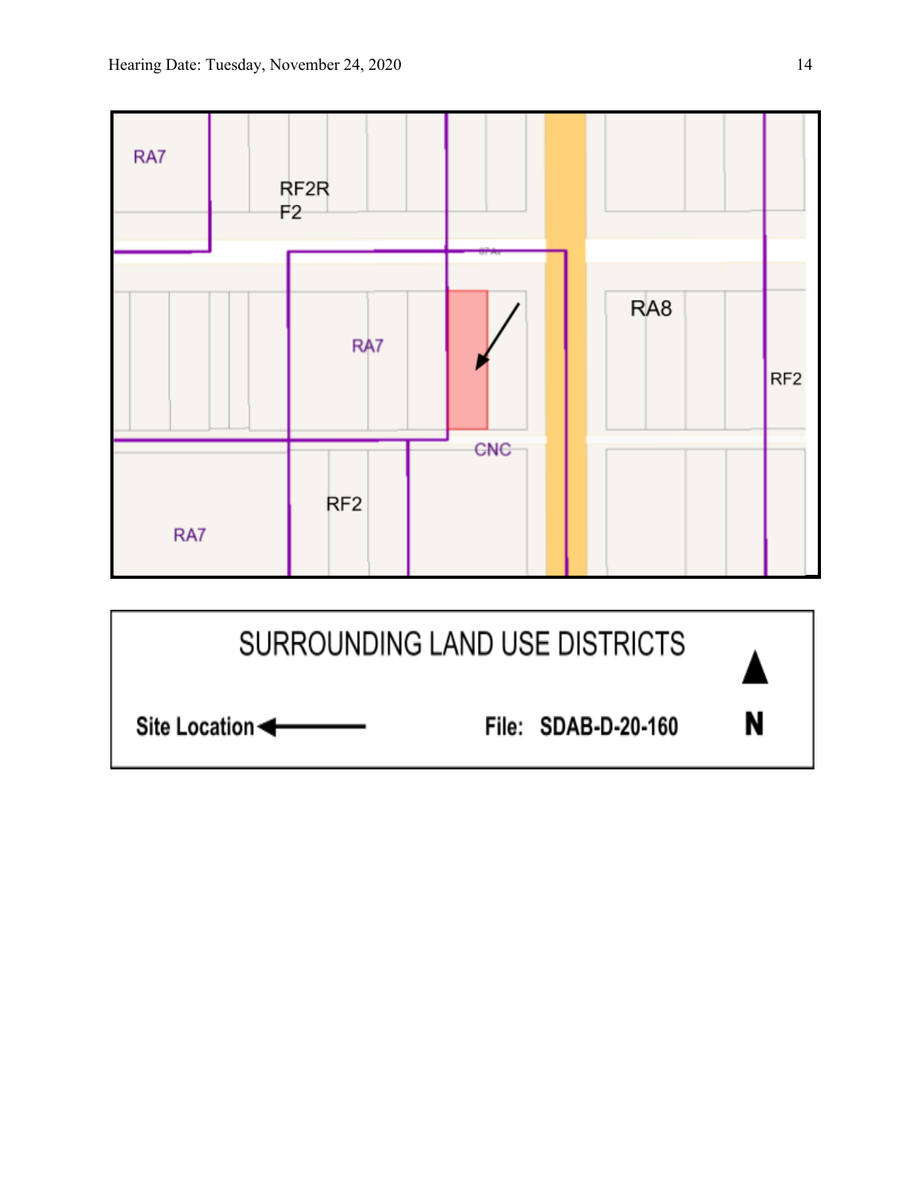RA7

RF2R
F2

RA7

RA8

RF2

CNC

RF2

RA7

SURROUNDING LAND USE DISTRICTS

Site Location ←

File: SDAB-D-20-160

N